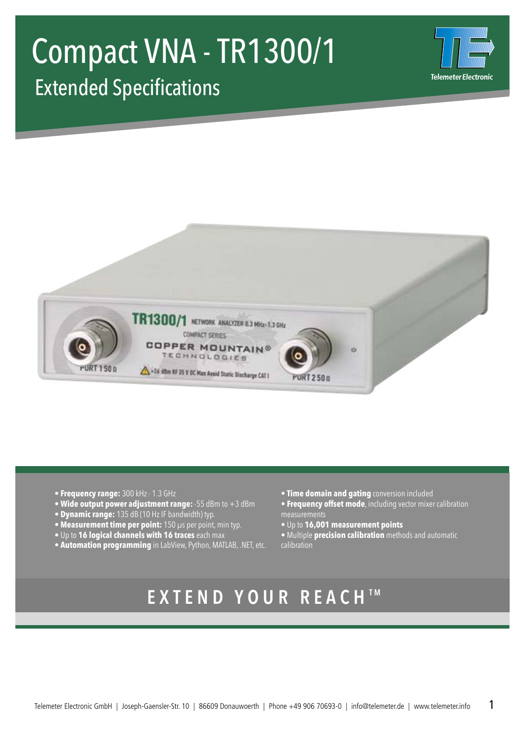# Compact VNA - TR1300/1

## Extended Specifications

Telemeter Electronic

- **Frequency range:** 300 kHz - 1.3 GHz
- **Wide output power adjustment range:** -55 dBm to +3 dBm
- **Dynamic range:** 135 dB (10 Hz IF bandwidth) typ.
- **Measurement time per point:** 150 µs per point, min typ.
- Up to **16 logical channels with 16 traces** each max
- **Automation programming** in LabView, Python, MATLAB, .NET, etc.
- **Time domain and gating** conversion included
- **Frequency offset mode**, including vector mixer calibration measurements
- Up to **16,001 measurement points**
- Multiple **precision calibration** methods and automatic calibration

**EXTEND YOUR REACH™**

Telemeter Electronic GmbH | Joseph-Gaensler-Str. 10 | 86609 Donauwoerth | Phone +49 906 70693-0 | info@telemeter.de | www.telemeter.info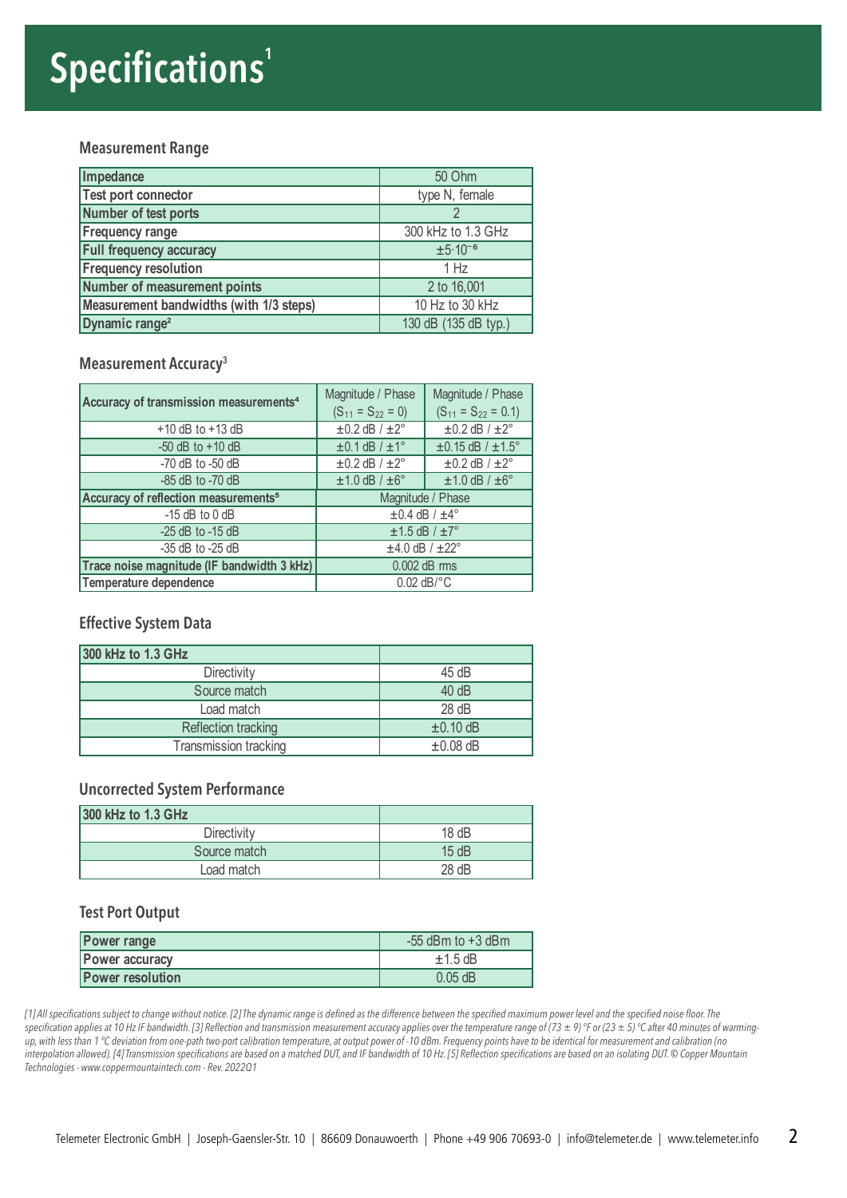# Specifications[1]

## Measurement Range

| Impedance | 50 Ohm |
|---|---|
| Test port connector | type N, female |
| Number of test ports | 2 |
| Frequency range | 300 kHz to 1.3 GHz |
| Full frequency accuracy | $\pm 5 \cdot 10^{-6}$ |
| Frequency resolution | 1 Hz |
| Number of measurement points | 2 to 16,001 |
| Measurement bandwidths (with 1/3 steps) | 10 Hz to 30 kHz |
| Dynamic range[2] | 130 dB (135 dB typ.) |

## Measurement Accuracy[3]

| Accuracy of transmission measurements[4] | Magnitude / Phase ($S_{11} = S_{22} = 0$) | Magnitude / Phase ($S_{11} = S_{22} = 0.1$) |
|---|---|---|
| +10 dB to +13 dB | ±0.2 dB / ±2° | ±0.2 dB / ±2° |
| -50 dB to +10 dB | ±0.1 dB / ±1° | ±0.15 dB / ±1.5° |
| -70 dB to -50 dB | ±0.2 dB / ±2° | ±0.2 dB / ±2° |
| -85 dB to -70 dB | ±1.0 dB / ±6° | ±1.0 dB / ±6° |
| **Accuracy of reflection measurements[5]** | Magnitude / Phase | |
| -15 dB to 0 dB | ±0.4 dB / ±4° | |
| -25 dB to -15 dB | ±1.5 dB / ±7° | |
| -35 dB to -25 dB | ±4.0 dB / ±22° | |
| **Trace noise magnitude (IF bandwidth 3 kHz)** | 0.002 dB rms | |
| **Temperature dependence** | 0.02 dB/°C | |

## Effective System Data

| 300 kHz to 1.3 GHz | |
|---|---|
| Directivity | 45 dB |
| Source match | 40 dB |
| Load match | 28 dB |
| Reflection tracking | ±0.10 dB |
| Transmission tracking | ±0.08 dB |

## Uncorrected System Performance

| 300 kHz to 1.3 GHz | |
|---|---|
| Directivity | 18 dB |
| Source match | 15 dB |
| Load match | 28 dB |

## Test Port Output

| Power range | -55 dBm to +3 dBm |
|---|---|
| Power accuracy | ±1.5 dB |
| Power resolution | 0.05 dB |

*[1] All specifications subject to change without notice. [2] The dynamic range is defined as the difference between the specified maximum power level and the specified noise floor. The specification applies at 10 Hz IF bandwidth. [3] Reflection and transmission measurement accuracy applies over the temperature range of (73 ± 9) °F or (23 ± 5) °C after 40 minutes of warming-up, with less than 1 °C deviation from one-path two-port calibration temperature, at output power of -10 dBm. Frequency points have to be identical for measurement and calibration (no interpolation allowed). [4] Transmission specifications are based on a matched DUT, and IF bandwidth of 10 Hz. [5] Reflection specifications are based on an isolating DUT. © Copper Mountain Technologies - www.coppermountaintech.com - Rev. 2022Q1*

Telemeter Electronic GmbH | Joseph-Gaensler-Str. 10 | 86609 Donauwoerth | Phone +49 906 70693-0 | info@telemeter.de | www.telemeter.info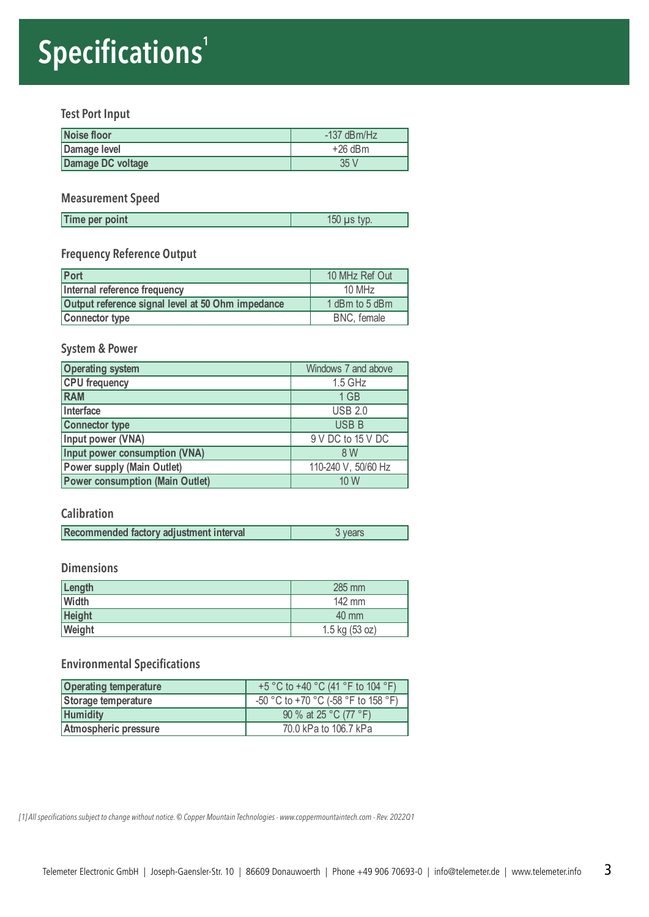# Specifications[1]

### Test Port Input

| | |
|---|---|
| Noise floor | -137 dBm/Hz |
| Damage level | +26 dBm |
| Damage DC voltage | 35 V |

### Measurement Speed

| | |
|---|---|
| Time per point | 150 µs typ. |

### Frequency Reference Output

| | |
|---|---|
| Port | 10 MHz Ref Out |
| Internal reference frequency | 10 MHz |
| Output reference signal level at 50 Ohm impedance | 1 dBm to 5 dBm |
| Connector type | BNC, female |

### System & Power

| | |
|---|---|
| Operating system | Windows 7 and above |
| CPU frequency | 1.5 GHz |
| RAM | 1 GB |
| Interface | USB 2.0 |
| Connector type | USB B |
| Input power (VNA) | 9 V DC to 15 V DC |
| Input power consumption (VNA) | 8 W |
| Power supply (Main Outlet) | 110-240 V, 50/60 Hz |
| Power consumption (Main Outlet) | 10 W |

### Calibration

| | |
|---|---|
| Recommended factory adjustment interval | 3 years |

### Dimensions

| | |
|---|---|
| Length | 285 mm |
| Width | 142 mm |
| Height | 40 mm |
| Weight | 1.5 kg (53 oz) |

### Environmental Specifications

| | |
|---|---|
| Operating temperature | +5 °C to +40 °C (41 °F to 104 °F) |
| Storage temperature | -50 °C to +70 °C (-58 °F to 158 °F) |
| Humidity | 90 % at 25 °C (77 °F) |
| Atmospheric pressure | 70.0 kPa to 106.7 kPa |

*[1] All specifications subject to change without notice. © Copper Mountain Technologies - www.coppermountaintech.com - Rev. 2022Q1*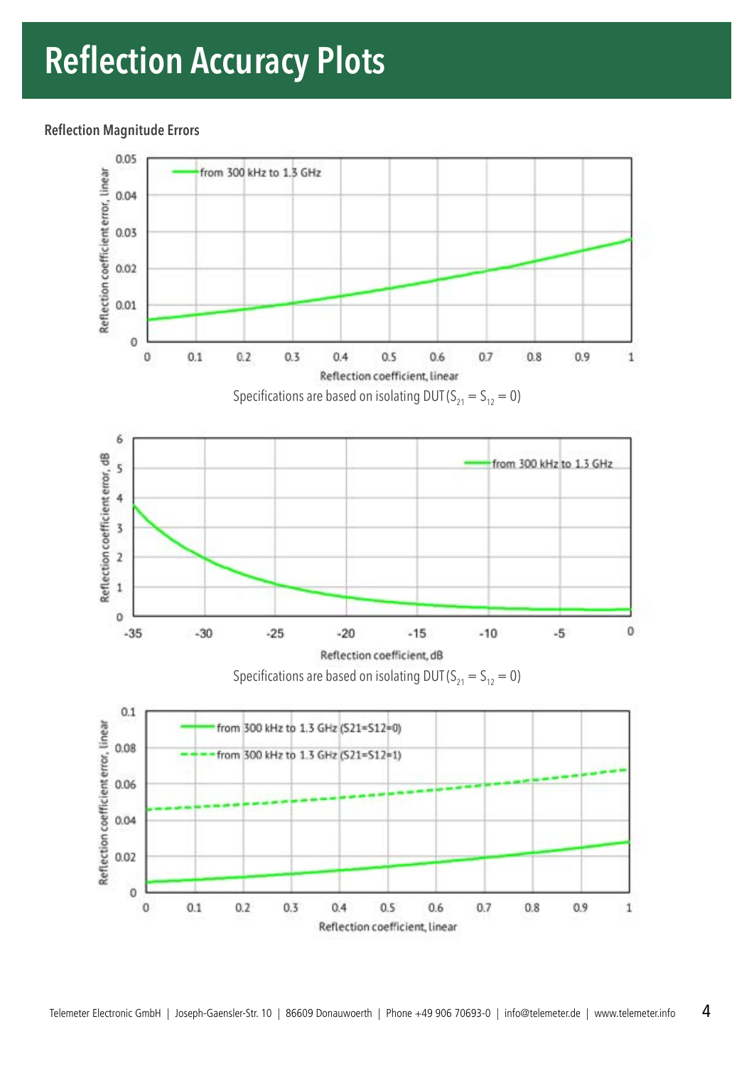# Reflection Accuracy Plots

**Reflection Magnitude Errors**

Specifications are based on isolating DUT ($S_{21} = S_{12} = 0$)

Specifications are based on isolating DUT ($S_{21} = S_{12} = 0$)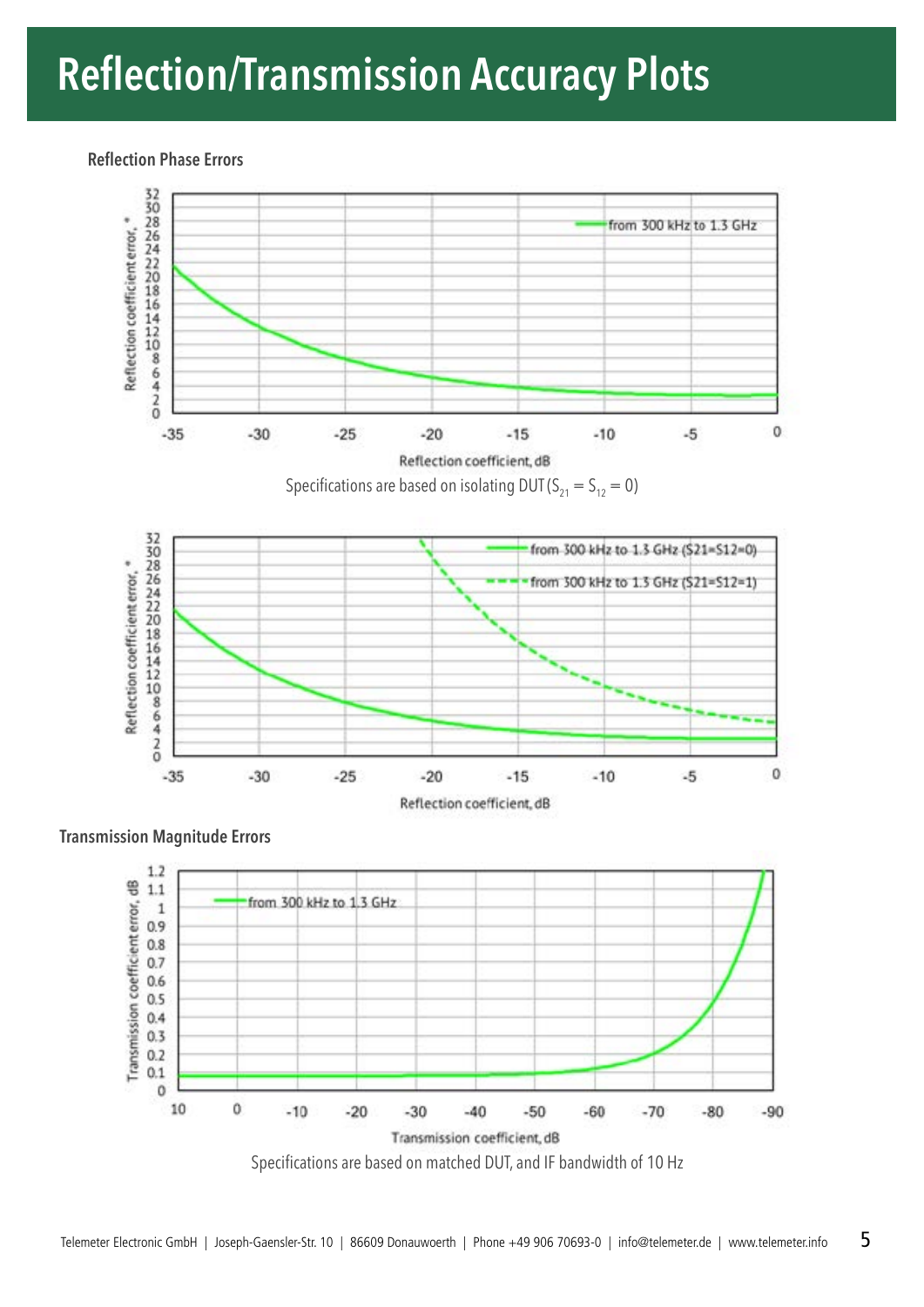# Reflection/Transmission Accuracy Plots

### Reflection Phase Errors

Specifications are based on isolating DUT ($S_{21} = S_{12} = 0$)

### Transmission Magnitude Errors

Specifications are based on matched DUT, and IF bandwidth of 10 Hz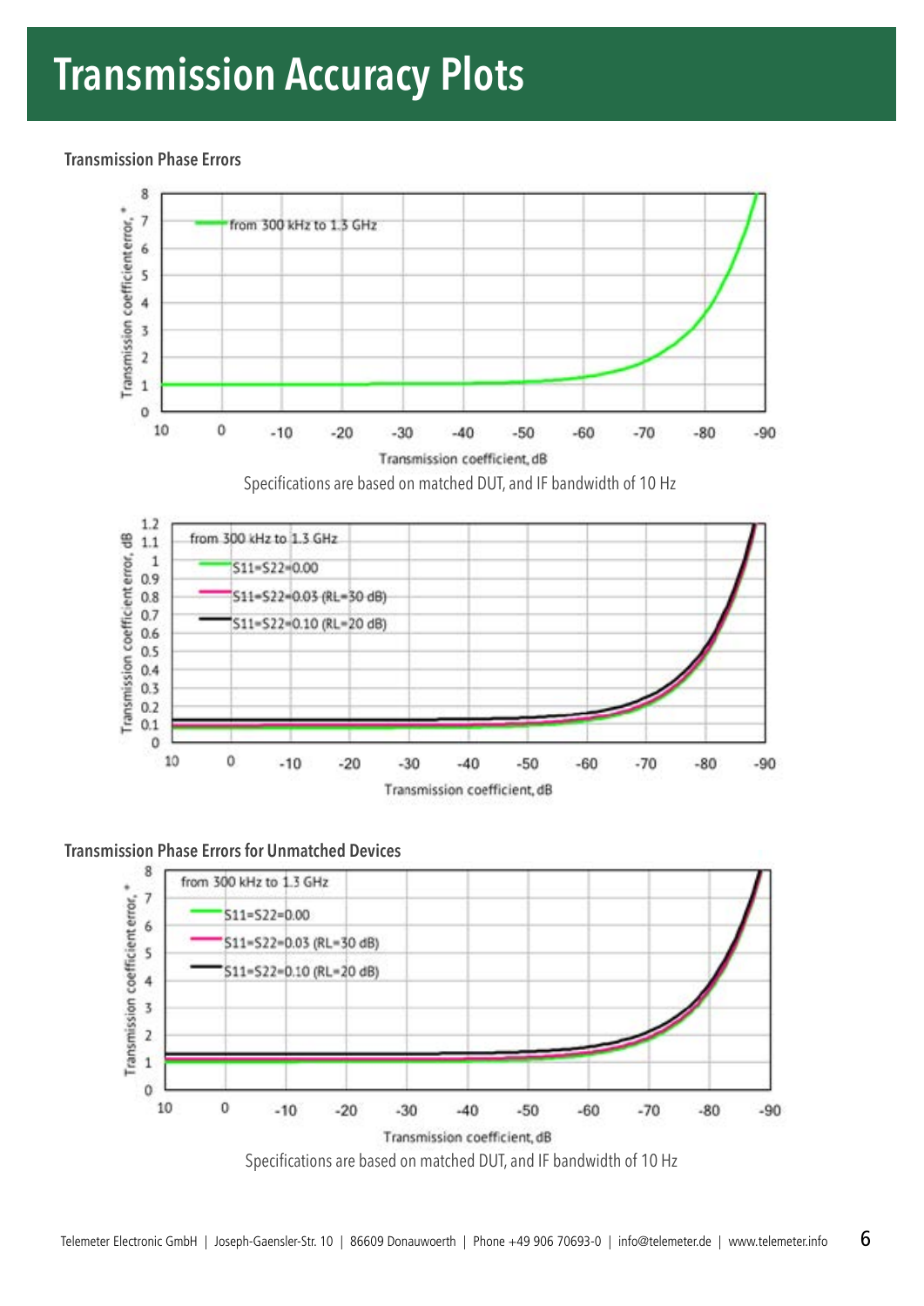# Transmission Accuracy Plots

### Transmission Phase Errors

Specifications are based on matched DUT, and IF bandwidth of 10 Hz

### Transmission Phase Errors for Unmatched Devices

Specifications are based on matched DUT, and IF bandwidth of 10 Hz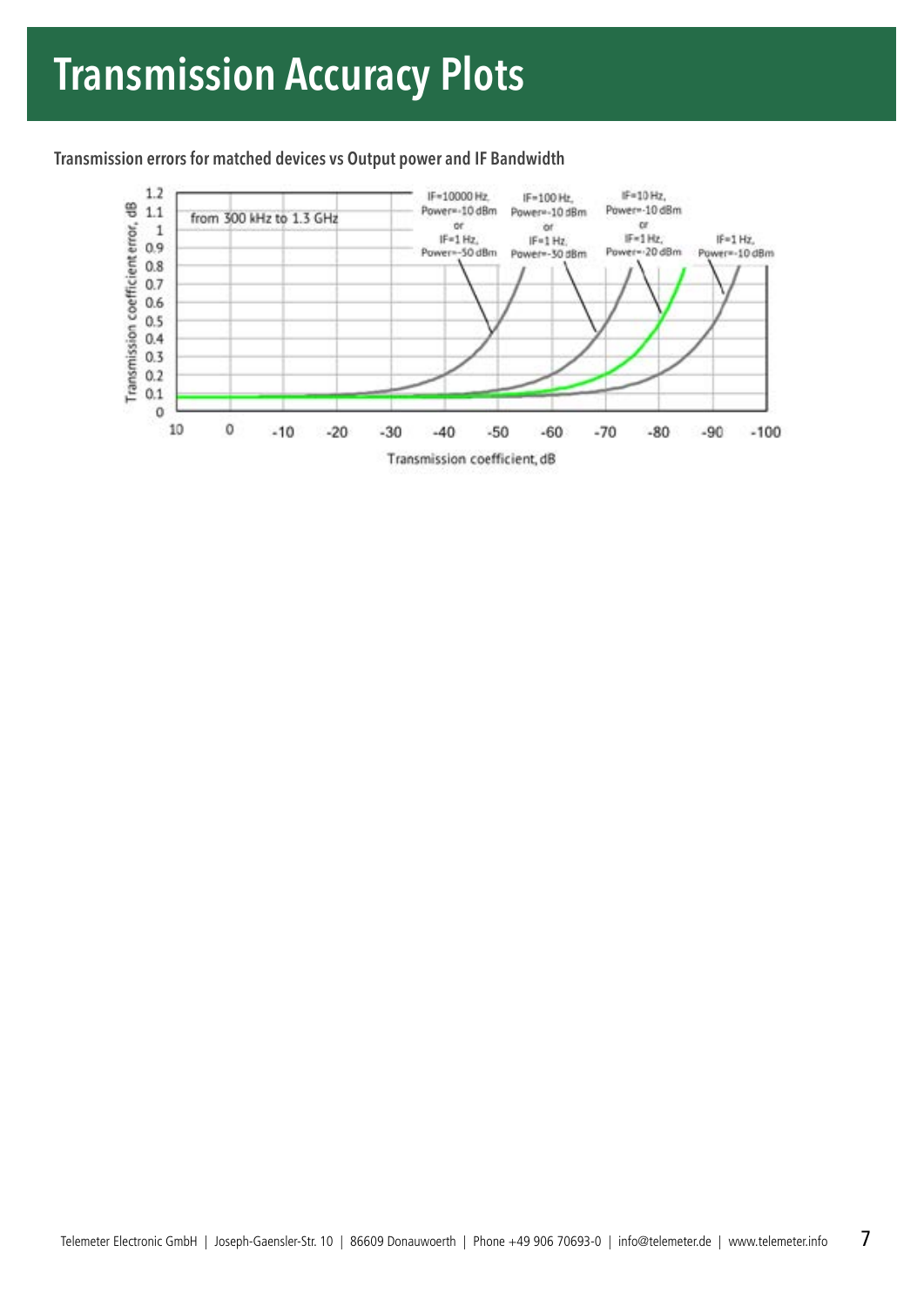# Transmission Accuracy Plots

**Transmission errors for matched devices vs Output power and IF Bandwidth**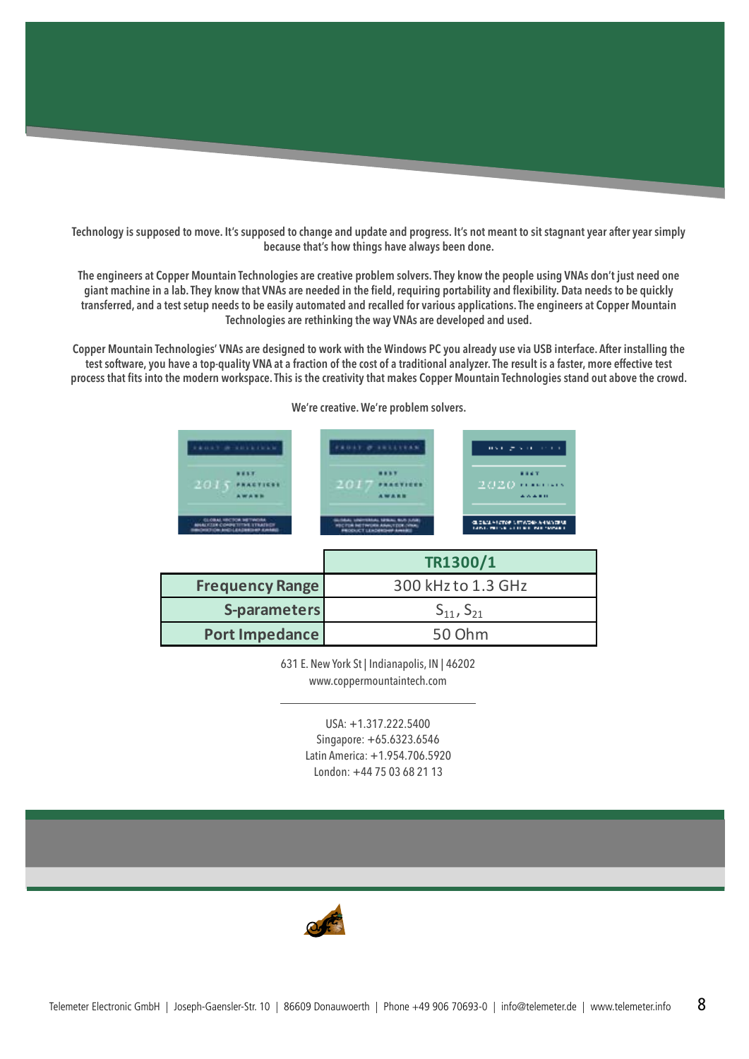Technology is supposed to move. It's supposed to change and update and progress. It's not meant to sit stagnant year after year simply because that's how things have always been done.

The engineers at Copper Mountain Technologies are creative problem solvers. They know the people using VNAs don't just need one giant machine in a lab. They know that VNAs are needed in the field, requiring portability and flexibility. Data needs to be quickly transferred, and a test setup needs to be easily automated and recalled for various applications. The engineers at Copper Mountain Technologies are rethinking the way VNAs are developed and used.

Copper Mountain Technologies' VNAs are designed to work with the Windows PC you already use via USB interface. After installing the test software, you have a top-quality VNA at a fraction of the cost of a traditional analyzer. The result is a faster, more effective test process that fits into the modern workspace. This is the creativity that makes Copper Mountain Technologies stand out above the crowd.

We're creative. We're problem solvers.

| | TR1300/1 |
|---|---|
| **Frequency Range** | 300 kHz to 1.3 GHz |
| **S-parameters** | $S_{11}$, $S_{21}$ |
| **Port Impedance** | 50 Ohm |

631 E. New York St | Indianapolis, IN | 46202
www.coppermountaintech.com

USA: +1.317.222.5400
Singapore: +65.6323.6546
Latin America: +1.954.706.5920
London: +44 75 03 68 21 13